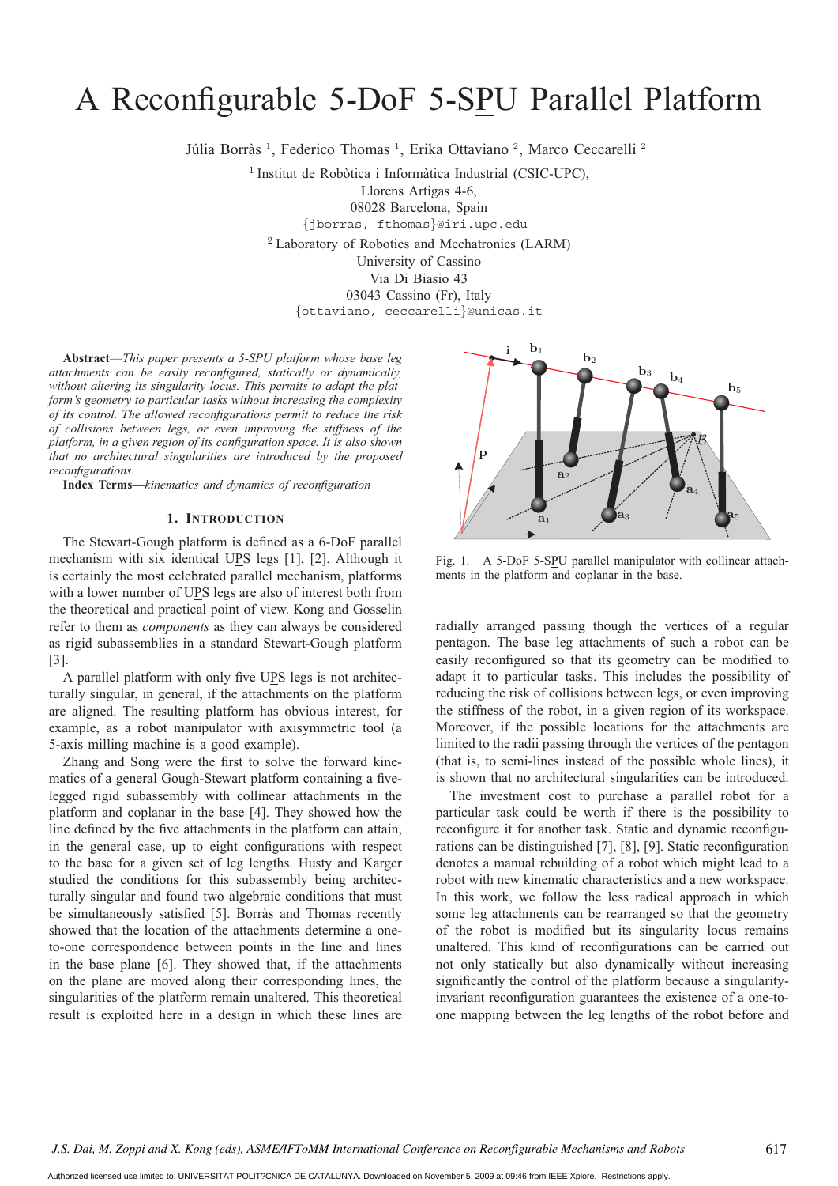# A Reconfigurable 5-DoF 5-SPU Parallel Platform

Júlia Borràs [1], Federico Thomas [1], Erika Ottaviano [2], Marco Ceccarelli [2]

[1] Institut de Robòtica i Informàtica Industrial (CSIC-UPC),
Llorens Artigas 4-6,
08028 Barcelona, Spain
{jborras, fthomas}@iri.upc.edu

[2] Laboratory of Robotics and Mechatronics (LARM)
University of Cassino
Via Di Biasio 43
03043 Cassino (Fr), Italy
{ottaviano, ceccarelli}@unicas.it

**Abstract**—*This paper presents a 5-SPU platform whose base leg attachments can be easily reconfigured, statically or dynamically, without altering its singularity locus. This permits to adapt the platform's geometry to particular tasks without increasing the complexity of its control. The allowed reconfigurations permit to reduce the risk of collisions between legs, or even improving the stiffness of the platform, in a given region of its configuration space. It is also shown that no architectural singularities are introduced by the proposed reconfigurations.*

**Index Terms**—*kinematics and dynamics of reconfiguration*

## 1. Introduction

The Stewart-Gough platform is defined as a 6-DoF parallel mechanism with six identical UPS legs [1], [2]. Although it is certainly the most celebrated parallel mechanism, platforms with a lower number of UPS legs are also of interest both from the theoretical and practical point of view. Kong and Gosselin refer to them as *components* as they can always be considered as rigid subassemblies in a standard Stewart-Gough platform [3].

A parallel platform with only five UPS legs is not architecturally singular, in general, if the attachments on the platform are aligned. The resulting platform has obvious interest, for example, as a robot manipulator with axisymmetric tool (a 5-axis milling machine is a good example).

Zhang and Song were the first to solve the forward kinematics of a general Gough-Stewart platform containing a five-legged rigid subassembly with collinear attachments in the platform and coplanar in the base [4]. They showed how the line defined by the five attachments in the platform can attain, in the general case, up to eight configurations with respect to the base for a given set of leg lengths. Husty and Karger studied the conditions for this subassembly being architecturally singular and found two algebraic conditions that must be simultaneously satisfied [5]. Borràs and Thomas recently showed that the location of the attachments determine a one-to-one correspondence between points in the line and lines in the base plane [6]. They showed that, if the attachments on the plane are moved along their corresponding lines, the singularities of the platform remain unaltered. This theoretical result is exploited here in a design in which these lines are radially arranged passing though the vertices of a regular pentagon. The base leg attachments of such a robot can be easily reconfigured so that its geometry can be modified to adapt it to particular tasks. This includes the possibility of reducing the risk of collisions between legs, or even improving the stiffness of the robot, in a given region of its workspace. Moreover, if the possible locations for the attachments are limited to the radii passing through the vertices of the pentagon (that is, to semi-lines instead of the possible whole lines), it is shown that no architectural singularities can be introduced.

Fig. 1. A 5-DoF 5-SPU parallel manipulator with collinear attachments in the platform and coplanar in the base.

The investment cost to purchase a parallel robot for a particular task could be worth if there is the possibility to reconfigure it for another task. Static and dynamic reconfigurations can be distinguished [7], [8], [9]. Static reconfiguration denotes a manual rebuilding of a robot which might lead to a robot with new kinematic characteristics and a new workspace. In this work, we follow the less radical approach in which some leg attachments can be rearranged so that the geometry of the robot is modified but its singularity locus remains unaltered. This kind of reconfigurations can be carried out not only statically but also dynamically without increasing significantly the control of the platform because a singularity-invariant reconfiguration guarantees the existence of a one-to-one mapping between the leg lengths of the robot before and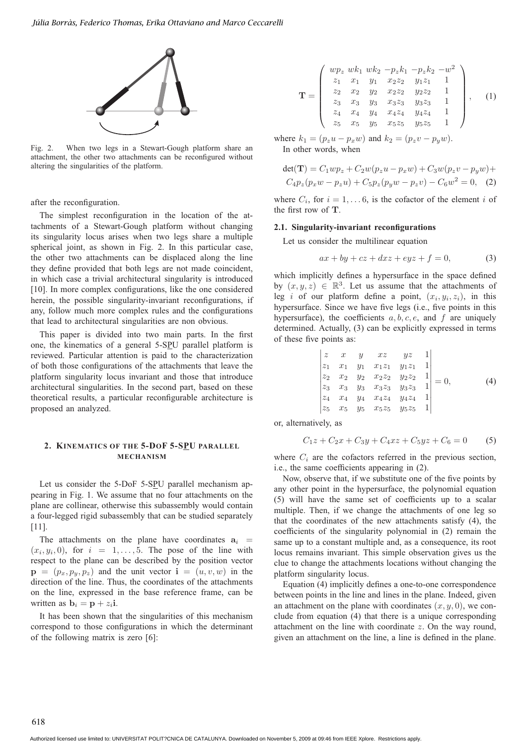Fig. 2. When two legs in a Stewart-Gough platform share an attachment, the other two attachments can be reconfigured without altering the singularities of the platform.

after the reconfiguration.

The simplest reconfiguration in the location of the attachments of a Stewart-Gough platform without changing its singularity locus arises when two legs share a multiple spherical joint, as shown in Fig. 2. In this particular case, the other two attachments can be displaced along the line they define provided that both legs are not made coincident, in which case a trivial architectural singularity is introduced [10]. In more complex configurations, like the one considered herein, the possible singularity-invariant reconfigurations, if any, follow much more complex rules and the configurations that lead to architectural singularities are non obvious.

This paper is divided into two main parts. In the first one, the kinematics of a general 5-SPU parallel platform is reviewed. Particular attention is paid to the characterization of both those configurations of the attachments that leave the platform singularity locus invariant and those that introduce architectural singularities. In the second part, based on these theoretical results, a particular reconfigurable architecture is proposed an analyzed.

## 2. Kinematics of the 5-DoF 5-SPU parallel mechanism

Let us consider the 5-DoF 5-SPU parallel mechanism appearing in Fig. 1. We assume that no four attachments on the plane are collinear, otherwise this subassembly would contain a four-legged rigid subassembly that can be studied separately [11].

The attachments on the plane have coordinates $\mathbf{a}_i = (x_i, y_i, 0)$, for $i = 1, \ldots, 5$. The pose of the line with respect to the plane can be described by the position vector $\mathbf{p} = (p_x, p_y, p_z)$ and the unit vector $\mathbf{i} = (u, v, w)$ in the direction of the line. Thus, the coordinates of the attachments on the line, expressed in the base reference frame, can be written as $\mathbf{b}_i = \mathbf{p} + z_i\mathbf{i}$.

It has been shown that the singularities of this mechanism correspond to those configurations in which the determinant of the following matrix is zero [6]:

$$\mathbf{T} = \begin{pmatrix} wp_z & wk_1 & wk_2 & -p_z k_1 & -p_z k_2 & -w^2 \\ z_1 & x_1 & y_1 & x_2 z_2 & y_1 z_1 & 1 \\ z_2 & x_2 & y_2 & x_2 z_2 & y_2 z_2 & 1 \\ z_3 & x_3 & y_3 & x_3 z_3 & y_3 z_3 & 1 \\ z_4 & x_4 & y_4 & x_4 z_4 & y_4 z_4 & 1 \\ z_5 & x_5 & y_5 & x_5 z_5 & y_5 z_5 & 1 \end{pmatrix}, \quad (1)$$

where $k_1 = (p_z u - p_x w)$ and $k_2 = (p_z v - p_y w)$.

In other words, when

$$\det(\mathbf{T}) = C_1 w p_z + C_2 w(p_z u - p_x w) + C_3 w(p_z v - p_y w) + C_4 p_z(p_x w - p_z u) + C_5 p_z(p_y w - p_z v) - C_6 w^2 = 0, \quad (2)$$

where $C_i$, for $i = 1, \ldots 6$, is the cofactor of the element $i$ of the first row of $\mathbf{T}$.

### 2.1. Singularity-invariant reconfigurations

Let us consider the multilinear equation

$$ax + by + cz + dxz + eyz + f = 0, \quad (3)$$

which implicitly defines a hypersurface in the space defined by $(x, y, z) \in \mathbb{R}^3$. Let us assume that the attachments of leg $i$ of our platform define a point, $(x_i, y_i, z_i)$, in this hypersurface. Since we have five legs (i.e., five points in this hypersurface), the coefficients $a, b, c, e$, and $f$ are uniquely determined. Actually, (3) can be explicitly expressed in terms of these five points as:

$$\begin{vmatrix} z & x & y & xz & yz & 1 \\ z_1 & x_1 & y_1 & x_1 z_1 & y_1 z_1 & 1 \\ z_2 & x_2 & y_2 & x_2 z_2 & y_2 z_2 & 1 \\ z_3 & x_3 & y_3 & x_3 z_3 & y_3 z_3 & 1 \\ z_4 & x_4 & y_4 & x_4 z_4 & y_4 z_4 & 1 \\ z_5 & x_5 & y_5 & x_5 z_5 & y_5 z_5 & 1 \end{vmatrix} = 0, \quad (4)$$

or, alternatively, as

$$C_1 z + C_2 x + C_3 y + C_4 xz + C_5 yz + C_6 = 0 \quad (5)$$

where $C_i$ are the cofactors referred in the previous section, i.e., the same coefficients appearing in (2).

Now, observe that, if we substitute one of the five points by any other point in the hypersurface, the polynomial equation (5) will have the same set of coefficients up to a scalar multiple. Then, if we change the attachments of one leg so that the coordinates of the new attachments satisfy (4), the coefficients of the singularity polynomial in (2) remain the same up to a constant multiple and, as a consequence, its root locus remains invariant. This simple observation gives us the clue to change the attachments locations without changing the platform singularity locus.

Equation (4) implicitly defines a one-to-one correspondence between points in the line and lines in the plane. Indeed, given an attachment on the plane with coordinates $(x, y, 0)$, we conclude from equation (4) that there is a unique corresponding attachment on the line with coordinate $z$. On the way round, given an attachment on the line, a line is defined in the plane.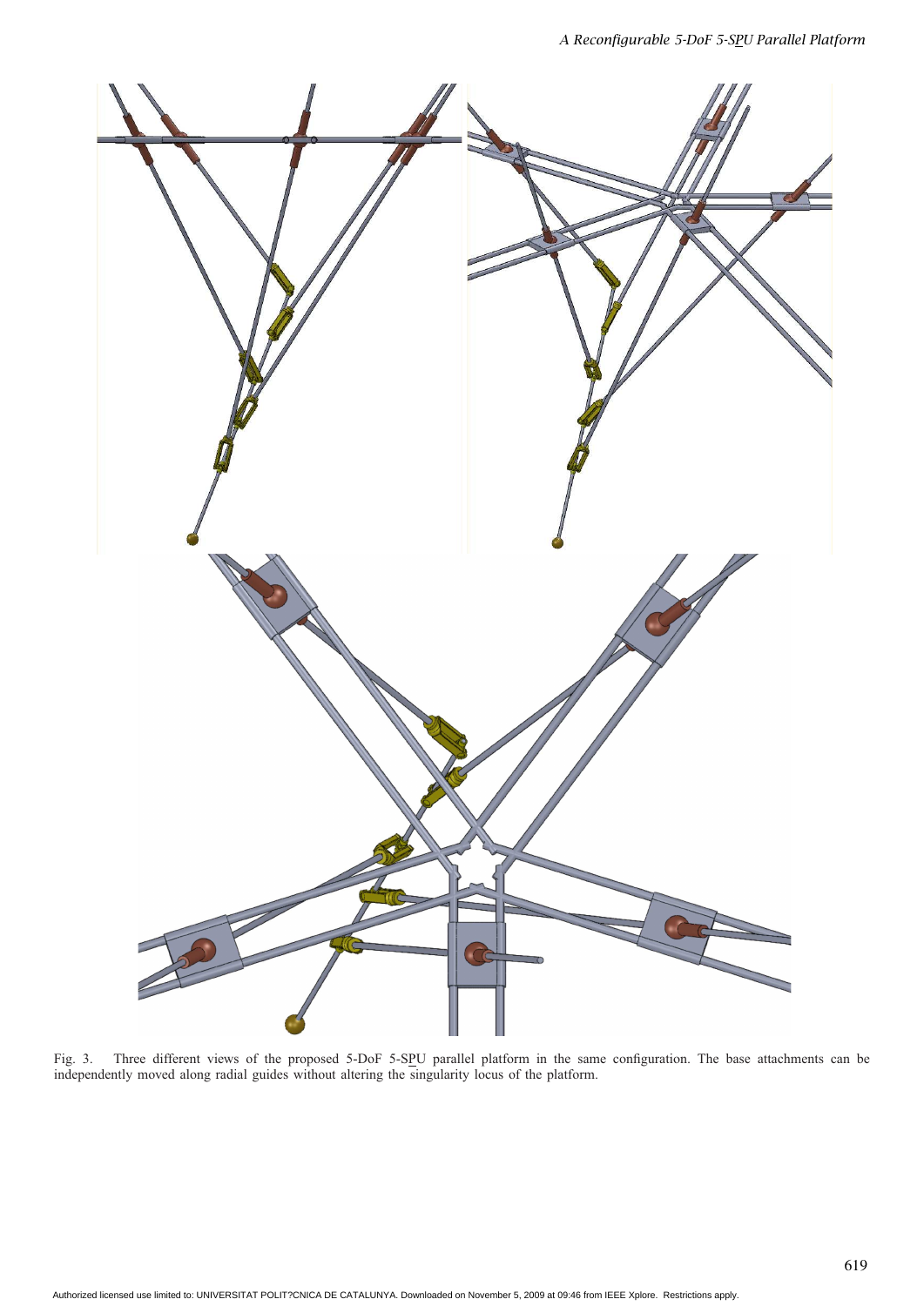Fig. 3. Three different views of the proposed 5-DoF 5-SPU parallel platform in the same configuration. The base attachments can be independently moved along radial guides without altering the singularity locus of the platform.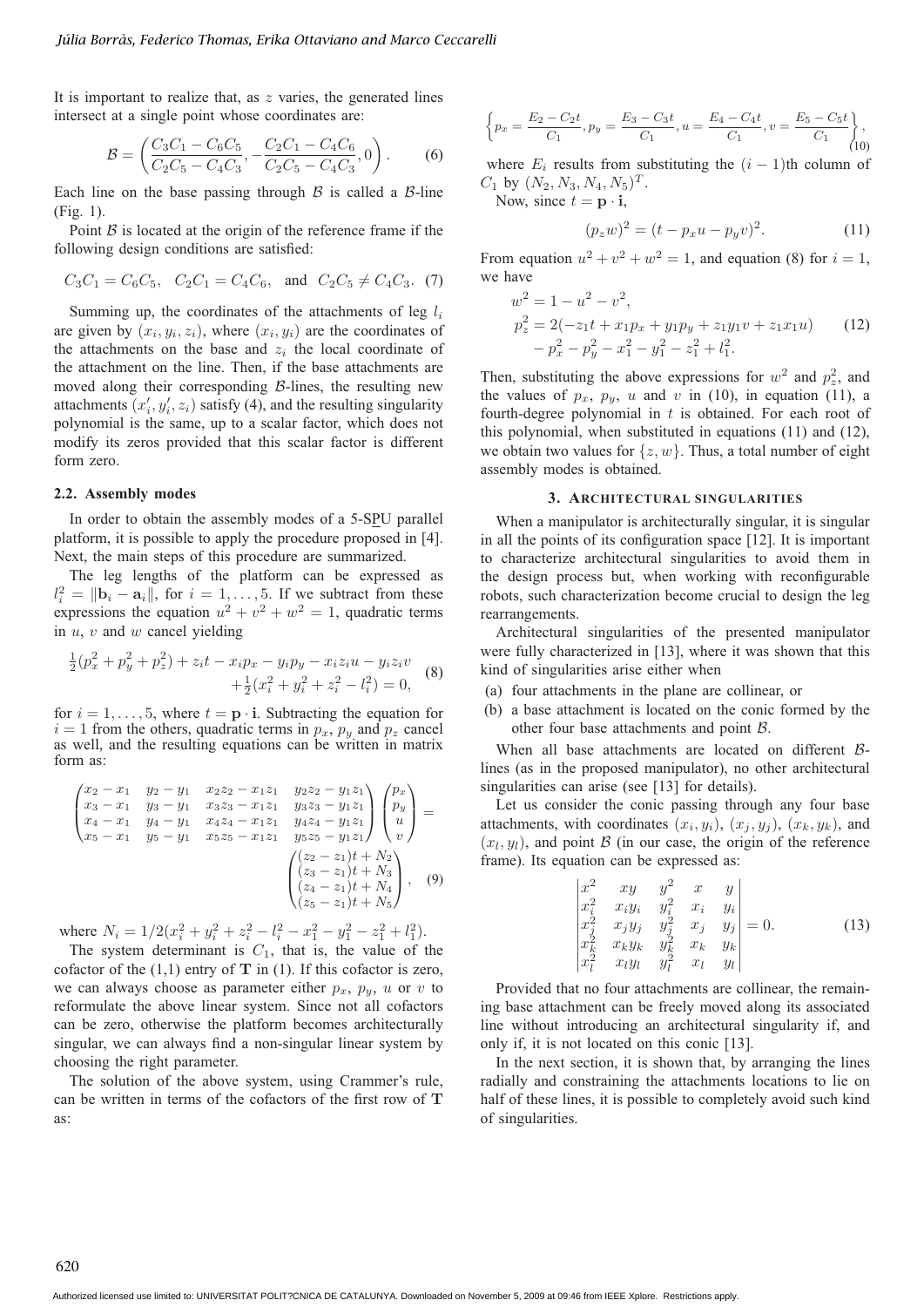It is important to realize that, as $z$ varies, the generated lines intersect at a single point whose coordinates are:

$$\mathcal{B} = \left( \frac{C_3C_1 - C_6C_5}{C_2C_5 - C_4C_3}, -\frac{C_2C_1 - C_4C_6}{C_2C_5 - C_4C_3}, 0 \right). \quad (6)$$

Each line on the base passing through $\mathcal{B}$ is called a $\mathcal{B}$-line (Fig. 1).

Point $\mathcal{B}$ is located at the origin of the reference frame if the following design conditions are satisfied:

$$C_3C_1 = C_6C_5, \quad C_2C_1 = C_4C_6, \quad \text{and } C_2C_5 \neq C_4C_3. \quad (7)$$

Summing up, the coordinates of the attachments of leg $l_i$ are given by $(x_i, y_i, z_i)$, where $(x_i, y_i)$ are the coordinates of the attachments on the base and $z_i$ the local coordinate of the attachment on the line. Then, if the base attachments are moved along their corresponding $\mathcal{B}$-lines, the resulting new attachments $(x'_i, y'_i, z_i)$ satisfy (4), and the resulting singularity polynomial is the same, up to a scalar factor, which does not modify its zeros provided that this scalar factor is different form zero.

### 2.2. Assembly modes

In order to obtain the assembly modes of a 5-SPU parallel platform, it is possible to apply the procedure proposed in [4]. Next, the main steps of this procedure are summarized.

The leg lengths of the platform can be expressed as $l_i^2 = \|\mathbf{b}_i - \mathbf{a}_i\|$, for $i = 1, \ldots, 5$. If we subtract from these expressions the equation $u^2 + v^2 + w^2 = 1$, quadratic terms in $u$, $v$ and $w$ cancel yielding

$$\tfrac{1}{2}(p_x^2 + p_y^2 + p_z^2) + z_i t - x_i p_x - y_i p_y - x_i z_i u - y_i z_i v + \tfrac{1}{2}(x_i^2 + y_i^2 + z_i^2 - l_i^2) = 0, \quad (8)$$

for $i = 1, \ldots, 5$, where $t = \mathbf{p} \cdot \mathbf{i}$. Subtracting the equation for $i = 1$ from the others, quadratic terms in $p_x$, $p_y$ and $p_z$ cancel as well, and the resulting equations can be written in matrix form as:

$$\begin{pmatrix} x_2 - x_1 & y_2 - y_1 & x_2z_2 - x_1z_1 & y_2z_2 - y_1z_1 \\ x_3 - x_1 & y_3 - y_1 & x_3z_3 - x_1z_1 & y_3z_3 - y_1z_1 \\ x_4 - x_1 & y_4 - y_1 & x_4z_4 - x_1z_1 & y_4z_4 - y_1z_1 \\ x_5 - x_1 & y_5 - y_1 & x_5z_5 - x_1z_1 & y_5z_5 - y_1z_1 \end{pmatrix} \begin{pmatrix} p_x \\ p_y \\ u \\ v \end{pmatrix} = \begin{pmatrix} (z_2 - z_1)t + N_2 \\ (z_3 - z_1)t + N_3 \\ (z_4 - z_1)t + N_4 \\ (z_5 - z_1)t + N_5 \end{pmatrix}, \quad (9)$$

where $N_i = 1/2(x_i^2 + y_i^2 + z_i^2 - l_i^2 - x_1^2 - y_1^2 - z_1^2 + l_1^2)$.

The system determinant is $C_1$, that is, the value of the cofactor of the (1,1) entry of $\mathbf{T}$ in (1). If this cofactor is zero, we can always choose as parameter either $p_x$, $p_y$, $u$ or $v$ to reformulate the above linear system. Since not all cofactors can be zero, otherwise the platform becomes architecturally singular, we can always find a non-singular linear system by choosing the right parameter.

The solution of the above system, using Crammer's rule, can be written in terms of the cofactors of the first row of $\mathbf{T}$ as:

$$\left\{ p_x = \frac{E_2 - C_2t}{C_1}, p_y = \frac{E_3 - C_3t}{C_1}, u = \frac{E_4 - C_4t}{C_1}, v = \frac{E_5 - C_5t}{C_1} \right\}, \quad (10)$$

where $E_i$ results from substituting the $(i-1)$th column of $C_1$ by $(N_2, N_3, N_4, N_5)^T$.

Now, since $t = \mathbf{p} \cdot \mathbf{i}$,

$$(p_z w)^2 = (t - p_x u - p_y v)^2. \quad (11)$$

From equation $u^2 + v^2 + w^2 = 1$, and equation (8) for $i = 1$, we have

$$\begin{aligned} w^2 &= 1 - u^2 - v^2, \\ p_z^2 &= 2(-z_1 t + x_1 p_x + y_1 p_y + z_1 y_1 v + z_1 x_1 u) \\ &\quad - p_x^2 - p_y^2 - x_1^2 - y_1^2 - z_1^2 + l_1^2. \end{aligned} \quad (12)$$

Then, substituting the above expressions for $w^2$ and $p_z^2$, and the values of $p_x$, $p_y$, $u$ and $v$ in (10), in equation (11), a fourth-degree polynomial in $t$ is obtained. For each root of this polynomial, when substituted in equations (11) and (12), we obtain two values for $\{z, w\}$. Thus, a total number of eight assembly modes is obtained.

## 3. Architectural singularities

When a manipulator is architecturally singular, it is singular in all the points of its configuration space [12]. It is important to characterize architectural singularities to avoid them in the design process but, when working with reconfigurable robots, such characterization become crucial to design the leg rearrangements.

Architectural singularities of the presented manipulator were fully characterized in [13], where it was shown that this kind of singularities arise either when

(a) four attachments in the plane are collinear, or
(b) a base attachment is located on the conic formed by the other four base attachments and point $\mathcal{B}$.

When all base attachments are located on different $\mathcal{B}$-lines (as in the proposed manipulator), no other architectural singularities can arise (see [13] for details).

Let us consider the conic passing through any four base attachments, with coordinates $(x_i, y_i)$, $(x_j, y_j)$, $(x_k, y_k)$, and $(x_l, y_l)$, and point $\mathcal{B}$ (in our case, the origin of the reference frame). Its equation can be expressed as:

$$\begin{vmatrix} x^2 & xy & y^2 & x & y \\ x_i^2 & x_i y_i & y_i^2 & x_i & y_i \\ x_j^2 & x_j y_j & y_j^2 & x_j & y_j \\ x_k^2 & x_k y_k & y_k^2 & x_k & y_k \\ x_l^2 & x_l y_l & y_l^2 & x_l & y_l \end{vmatrix} = 0. \quad (13)$$

Provided that no four attachments are collinear, the remaining base attachment can be freely moved along its associated line without introducing an architectural singularity if, and only if, it is not located on this conic [13].

In the next section, it is shown that, by arranging the lines radially and constraining the attachments locations to lie on half of these lines, it is possible to completely avoid such kind of singularities.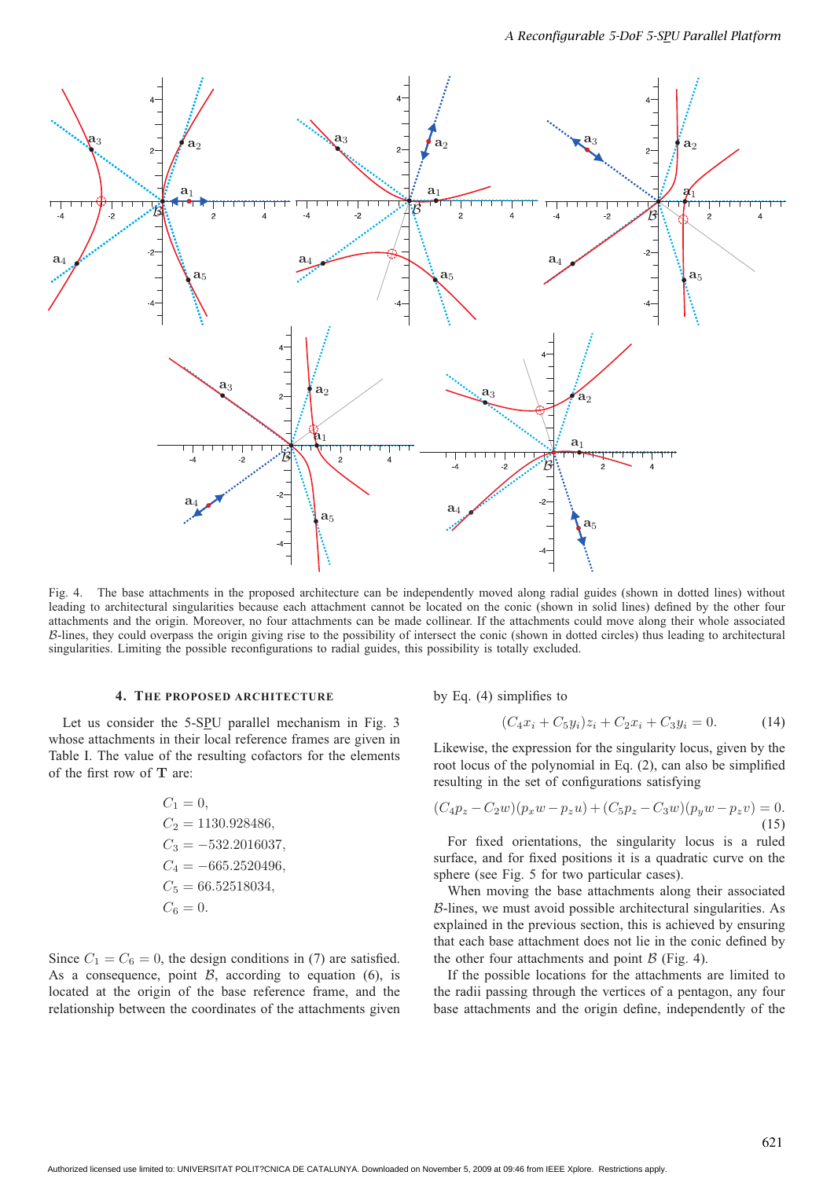Fig. 4. The base attachments in the proposed architecture can be independently moved along radial guides (shown in dotted lines) without leading to architectural singularities because each attachment cannot be located on the conic (shown in solid lines) defined by the other four attachments and the origin. Moreover, no four attachments can be made collinear. If the attachments could move along their whole associated $\mathcal{B}$-lines, they could overpass the origin giving rise to the possibility of intersect the conic (shown in dotted circles) thus leading to architectural singularities. Limiting the possible reconfigurations to radial guides, this possibility is totally excluded.

## 4. The Proposed Architecture

Let us consider the 5-SPU parallel mechanism in Fig. 3 whose attachments in their local reference frames are given in Table I. The value of the resulting cofactors for the elements of the first row of $\mathbf{T}$ are:

$$C_1 = 0,$$
$$C_2 = 1130.928486,$$
$$C_3 = -532.2016037,$$
$$C_4 = -665.2520496,$$
$$C_5 = 66.52518034,$$
$$C_6 = 0.$$

Since $C_1 = C_6 = 0$, the design conditions in (7) are satisfied. As a consequence, point $\mathcal{B}$, according to equation (6), is located at the origin of the base reference frame, and the relationship between the coordinates of the attachments given by Eq. (4) simplifies to

$$(C_4 x_i + C_5 y_i) z_i + C_2 x_i + C_3 y_i = 0. \tag{14}$$

Likewise, the expression for the singularity locus, given by the root locus of the polynomial in Eq. (2), can also be simplified resulting in the set of configurations satisfying

$$(C_4 p_z - C_2 w)(p_x w - p_z u) + (C_5 p_z - C_3 w)(p_y w - p_z v) = 0. \tag{15}$$

For fixed orientations, the singularity locus is a ruled surface, and for fixed positions it is a quadratic curve on the sphere (see Fig. 5 for two particular cases).

When moving the base attachments along their associated $\mathcal{B}$-lines, we must avoid possible architectural singularities. As explained in the previous section, this is achieved by ensuring that each base attachment does not lie in the conic defined by the other four attachments and point $\mathcal{B}$ (Fig. 4).

If the possible locations for the attachments are limited to the radii passing through the vertices of a pentagon, any four base attachments and the origin define, independently of the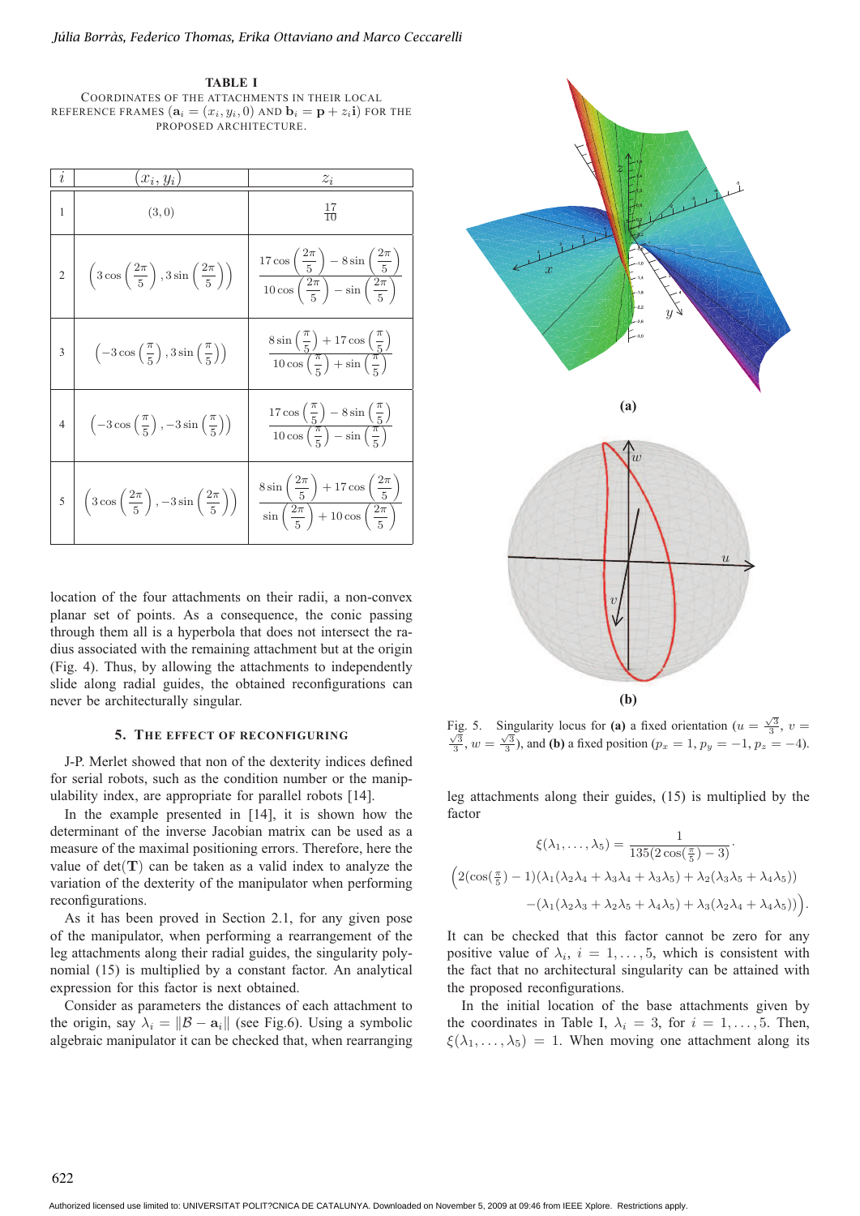TABLE I
COORDINATES OF THE ATTACHMENTS IN THEIR LOCAL REFERENCE FRAMES ($\mathbf{a}_i = (x_i, y_i, 0)$ AND $\mathbf{b}_i = \mathbf{p} + z_i\mathbf{i}$) FOR THE PROPOSED ARCHITECTURE.

| $i$ | $(x_i, y_i)$ | $z_i$ |
|---|---|---|
| 1 | $(3, 0)$ | $\frac{17}{10}$ |
| 2 | $\left(3\cos\left(\frac{2\pi}{5}\right), 3\sin\left(\frac{2\pi}{5}\right)\right)$ | $\frac{17\cos\left(\frac{2\pi}{5}\right) - 8\sin\left(\frac{2\pi}{5}\right)}{10\cos\left(\frac{2\pi}{5}\right) - \sin\left(\frac{2\pi}{5}\right)}$ |
| 3 | $\left(-3\cos\left(\frac{\pi}{5}\right), 3\sin\left(\frac{\pi}{5}\right)\right)$ | $\frac{8\sin\left(\frac{\pi}{5}\right) + 17\cos\left(\frac{\pi}{5}\right)}{10\cos\left(\frac{\pi}{5}\right) + \sin\left(\frac{\pi}{5}\right)}$ |
| 4 | $\left(-3\cos\left(\frac{\pi}{5}\right), -3\sin\left(\frac{\pi}{5}\right)\right)$ | $\frac{17\cos\left(\frac{\pi}{5}\right) - 8\sin\left(\frac{\pi}{5}\right)}{10\cos\left(\frac{\pi}{5}\right) - \sin\left(\frac{\pi}{5}\right)}$ |
| 5 | $\left(3\cos\left(\frac{2\pi}{5}\right), -3\sin\left(\frac{2\pi}{5}\right)\right)$ | $\frac{8\sin\left(\frac{2\pi}{5}\right) + 17\cos\left(\frac{2\pi}{5}\right)}{\sin\left(\frac{2\pi}{5}\right) + 10\cos\left(\frac{2\pi}{5}\right)}$ |

location of the four attachments on their radii, a non-convex planar set of points. As a consequence, the conic passing through them all is a hyperbola that does not intersect the radius associated with the remaining attachment but at the origin (Fig. 4). Thus, by allowing the attachments to independently slide along radial guides, the obtained reconfigurations can never be architecturally singular.

## 5. The Effect of Reconfiguring

J-P. Merlet showed that non of the dexterity indices defined for serial robots, such as the condition number or the manipulability index, are appropriate for parallel robots [14].

In the example presented in [14], it is shown how the determinant of the inverse Jacobian matrix can be used as a measure of the maximal positioning errors. Therefore, here the value of $\det(\mathbf{T})$ can be taken as a valid index to analyze the variation of the dexterity of the manipulator when performing reconfigurations.

As it has been proved in Section 2.1, for any given pose of the manipulator, when performing a rearrangement of the leg attachments along their radial guides, the singularity polynomial (15) is multiplied by a constant factor. An analytical expression for this factor is next obtained.

Consider as parameters the distances of each attachment to the origin, say $\lambda_i = \|\mathcal{B} - \mathbf{a}_i\|$ (see Fig.6). Using a symbolic algebraic manipulator it can be checked that, when rearranging

(a)

(b)

Fig. 5. Singularity locus for **(a)** a fixed orientation ($u = \frac{\sqrt{3}}{3}$, $v = \frac{\sqrt{3}}{3}$, $w = \frac{\sqrt{3}}{3}$), and **(b)** a fixed position ($p_x = 1$, $p_y = -1$, $p_z = -4$).

leg attachments along their guides, (15) is multiplied by the factor

$$\xi(\lambda_1, \ldots, \lambda_5) = \frac{1}{135(2\cos(\frac{\pi}{5}) - 3)} \cdot$$
$$\Big(2(\cos(\tfrac{\pi}{5}) - 1)(\lambda_1(\lambda_2\lambda_4 + \lambda_3\lambda_4 + \lambda_3\lambda_5) + \lambda_2(\lambda_3\lambda_5 + \lambda_4\lambda_5))$$
$$-(\lambda_1(\lambda_2\lambda_3 + \lambda_2\lambda_5 + \lambda_4\lambda_5) + \lambda_3(\lambda_2\lambda_4 + \lambda_4\lambda_5))\Big).$$

It can be checked that this factor cannot be zero for any positive value of $\lambda_i$, $i = 1, \ldots, 5$, which is consistent with the fact that no architectural singularity can be attained with the proposed reconfigurations.

In the initial location of the base attachments given by the coordinates in Table I, $\lambda_i = 3$, for $i = 1, \ldots, 5$. Then, $\xi(\lambda_1, \ldots, \lambda_5) = 1$. When moving one attachment along its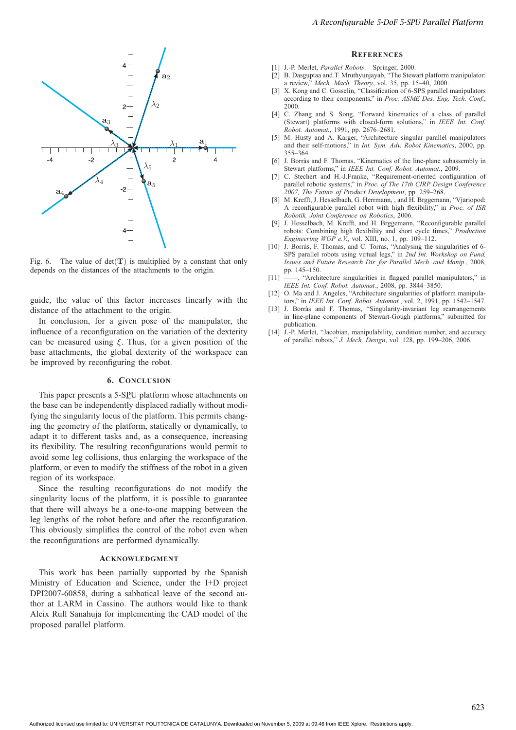4

2

-4 -2 2 4

-2

-4

$\mathbf{a}_2$

$\lambda_2$

$\mathbf{a}_3$

$\lambda_3$

$\lambda_1$

$\mathbf{a}_1$

$\lambda_5$

$\lambda_4$

$\mathbf{a}_5$

$\mathbf{a}_4$

Fig. 6. The value of $\det(\mathbf{T})$ is multiplied by a constant that only depends on the distances of the attachments to the origin.

guide, the value of this factor increases linearly with the distance of the attachment to the origin.

In conclusion, for a given pose of the manipulator, the influence of a reconfiguration on the variation of the dexterity can be measured using $\xi$. Thus, for a given position of the base attachments, the global dexterity of the workspace can be improved by reconfiguring the robot.

## 6. Conclusion

This paper presents a 5-S$\underline{\text{P}}$U platform whose attachments on the base can be independently displaced radially without modifying the singularity locus of the platform. This permits changing the geometry of the platform, statically or dynamically, to adapt it to different tasks and, as a consequence, increasing its flexibility. The resulting reconfigurations would permit to avoid some leg collisions, thus enlarging the workspace of the platform, or even to modify the stiffness of the robot in a given region of its workspace.

Since the resulting reconfigurations do not modify the singularity locus of the platform, it is possible to guarantee that there will always be a one-to-one mapping between the leg lengths of the robot before and after the reconfiguration. This obviously simplifies the control of the robot even when the reconfigurations are performed dynamically.

## Acknowledgment

This work has been partially supported by the Spanish Ministry of Education and Science, under the I+D project DPI2007-60858, during a sabbatical leave of the second author at LARM in Cassino. The authors would like to thank Aleix Rull Sanahuja for implementing the CAD model of the proposed parallel platform.

## References

[1] J.-P. Merlet, *Parallel Robots*. Springer, 2000.

[2] B. Dasguptaa and T. Mruthyunjayab, "The Stewart platform manipulator: a review," *Mech. Mach. Theory*, vol. 35, pp. 15–40, 2000.

[3] X. Kong and C. Gosselin, "Classification of 6-SPS parallel manipulators according to their components," in *Proc. ASME Des. Eng. Tech. Conf.*, 2000.

[4] C. Zhang and S. Song, "Forward kinematics of a class of parallel (Stewart) platforms with closed-form solutions," in *IEEE Int. Conf. Robot. Automat.*, 1991, pp. 2676–2681.

[5] M. Husty and A. Karger, "Architecture singular parallel manipulators and their self-motions," in *Int. Sym. Adv. Robot Kinematics*, 2000, pp. 355–364.

[6] J. Borràs and F. Thomas, "Kinematics of the line-plane subassembly in Stewart platforms," in *IEEE Int. Conf. Robot. Automat.*, 2009.

[7] C. Stechert and H.-J.Franke, "Requirement-oriented configuration of parallel robotic systems," in *Proc. of The 17th CIRP Design Conference 2007, The Future of Product Development*, pp. 259–268.

[8] M. Krefft, J. Hesselbach, G. Herrmann, , and H. Brggemann, "Vjariopod: A reconfigurable parallel robot with high flexibility," in *Proc. of ISR Robotik, Joint Conference on Robotics*, 2006.

[9] J. Hesselbach, M. Krefft, and H. Brggemann, "Reconfigurable parallel robots: Combining high flexibility and short cycle times," *Production Engineering WGP e.V.*, vol. XIII, no. 1, pp. 109–112.

[10] J. Borràs, F. Thomas, and C. Torras, "Analysing the singularities of 6-SPS parallel robots using virtual legs," in *2nd Int. Workshop on Fund. Issues and Future Research Dir. for Parallel Mech. and Manip.*, 2008, pp. 145–150.

[11] ——, "Architecture singularities in flagged parallel manipulators," in *IEEE Int. Conf. Robot. Automat.*, 2008, pp. 3844–3850.

[12] O. Ma and J. Angeles, "Architecture singularities of platform manipulators," in *IEEE Int. Conf. Robot. Automat.*, vol. 2, 1991, pp. 1542–1547.

[13] J. Borràs and F. Thomas, "Singularity-invariant leg rearrangements in line-plane components of Stewart-Gough platforms," submitted for publication.

[14] J.-P. Merlet, "Jacobian, manipulability, condition number, and accuracy of parallel robots," *J. Mech. Design*, vol. 128, pp. 199–206, 2006.